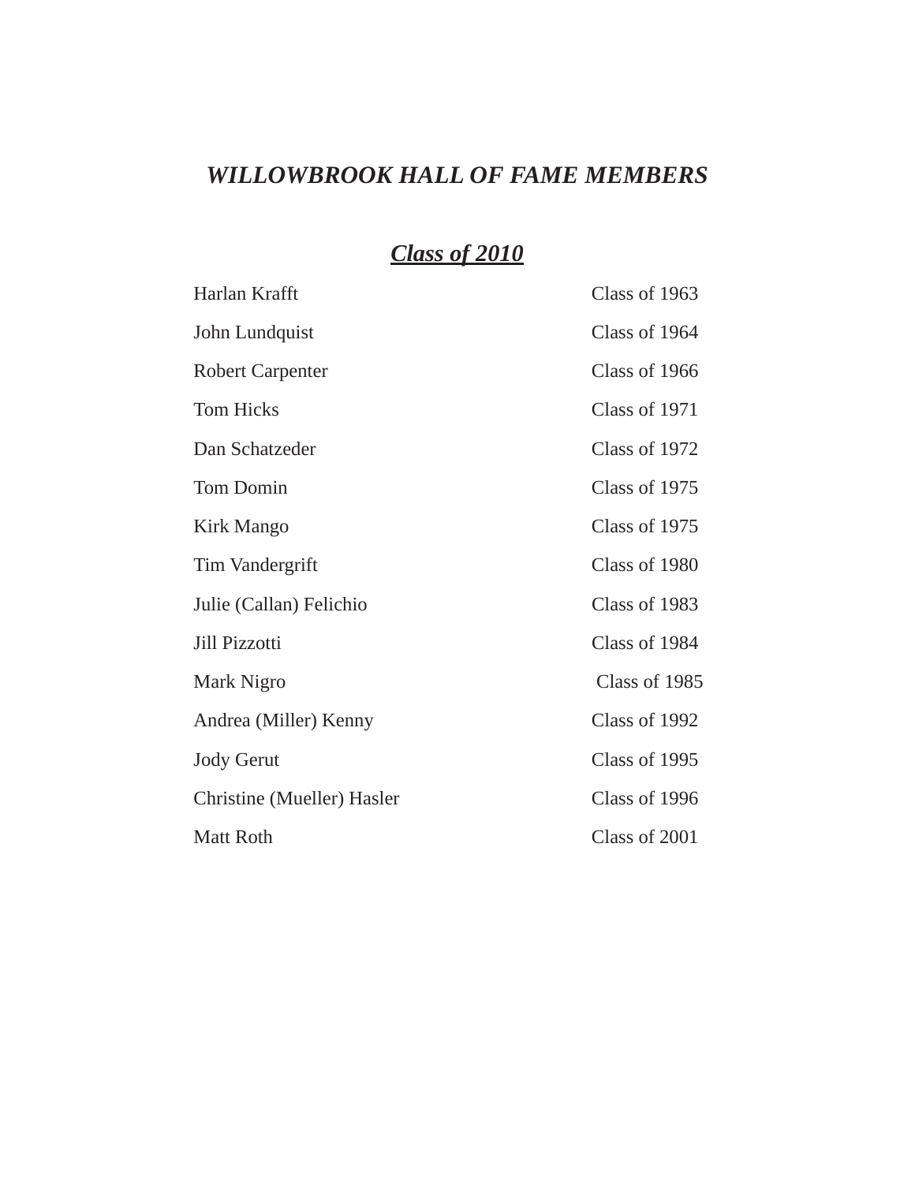# *WILLOWBROOK HALL OF FAME MEMBERS*

## ***Class of 2010***

| | |
|---|---|
| Harlan Krafft | Class of 1963 |
| John Lundquist | Class of 1964 |
| Robert Carpenter | Class of 1966 |
| Tom Hicks | Class of 1971 |
| Dan Schatzeder | Class of 1972 |
| Tom Domin | Class of 1975 |
| Kirk Mango | Class of 1975 |
| Tim Vandergrift | Class of 1980 |
| Julie (Callan) Felichio | Class of 1983 |
| Jill Pizzotti | Class of 1984 |
| Mark Nigro | Class of 1985 |
| Andrea (Miller) Kenny | Class of 1992 |
| Jody Gerut | Class of 1995 |
| Christine (Mueller) Hasler | Class of 1996 |
| Matt Roth | Class of 2001 |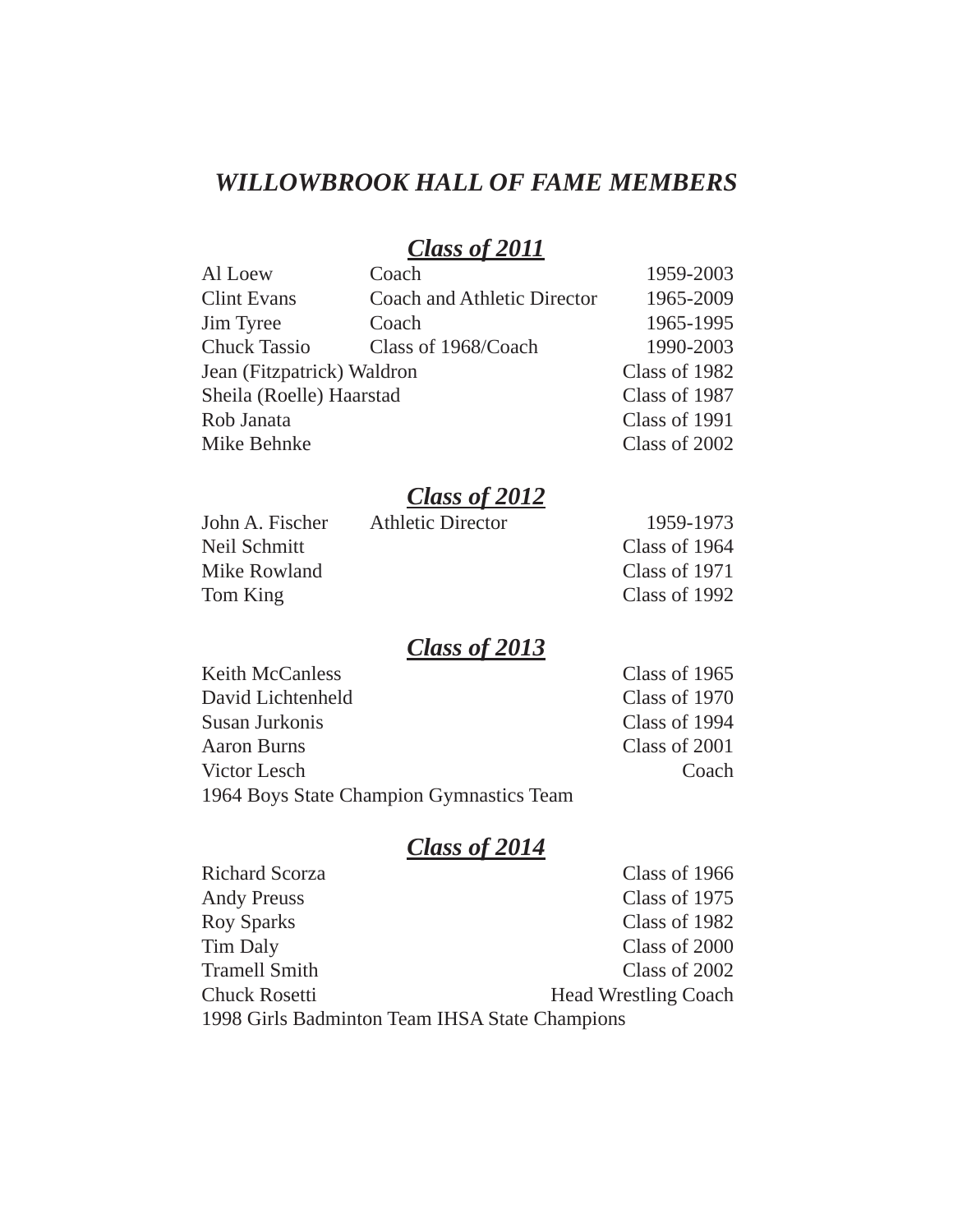# *WILLOWBROOK HALL OF FAME MEMBERS*

## ***Class of 2011***

| | | |
|---|---|---|
| Al Loew | Coach | 1959-2003 |
| Clint Evans | Coach and Athletic Director | 1965-2009 |
| Jim Tyree | Coach | 1965-1995 |
| Chuck Tassio | Class of 1968/Coach | 1990-2003 |
| Jean (Fitzpatrick) Waldron | | Class of 1982 |
| Sheila (Roelle) Haarstad | | Class of 1987 |
| Rob Janata | | Class of 1991 |
| Mike Behnke | | Class of 2002 |

## ***Class of 2012***

| | | |
|---|---|---|
| John A. Fischer | Athletic Director | 1959-1973 |
| Neil Schmitt | | Class of 1964 |
| Mike Rowland | | Class of 1971 |
| Tom King | | Class of 1992 |

## ***Class of 2013***

| | |
|---|---|
| Keith McCanless | Class of 1965 |
| David Lichtenheld | Class of 1970 |
| Susan Jurkonis | Class of 1994 |
| Aaron Burns | Class of 2001 |
| Victor Lesch | Coach |
| 1964 Boys State Champion Gymnastics Team | |

## ***Class of 2014***

| | |
|---|---|
| Richard Scorza | Class of 1966 |
| Andy Preuss | Class of 1975 |
| Roy Sparks | Class of 1982 |
| Tim Daly | Class of 2000 |
| Tramell Smith | Class of 2002 |
| Chuck Rosetti | Head Wrestling Coach |
| 1998 Girls Badminton Team IHSA State Champions | |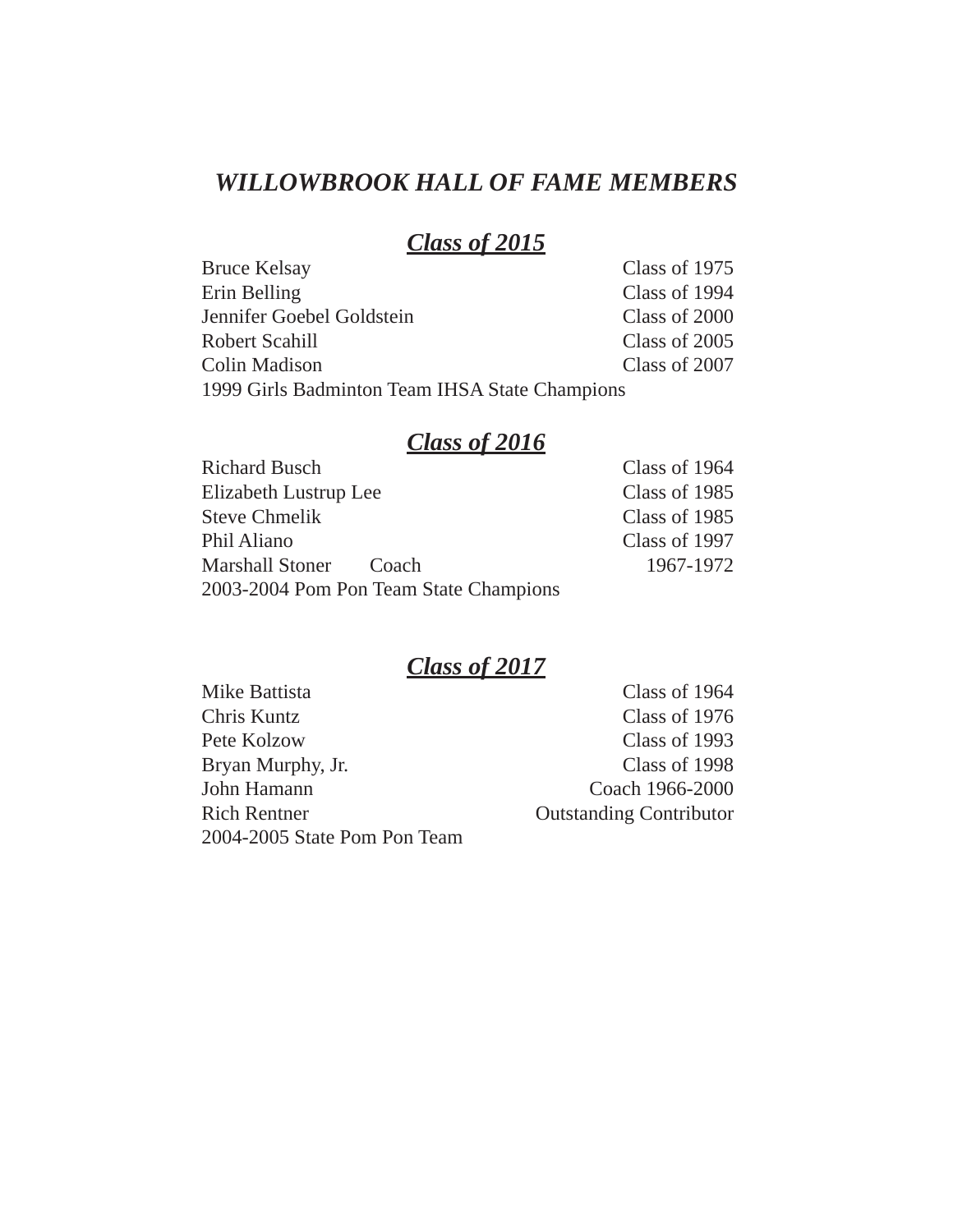# *WILLOWBROOK HALL OF FAME MEMBERS*

## ***Class of 2015***

| | |
|---|---|
| Bruce Kelsay | Class of 1975 |
| Erin Belling | Class of 1994 |
| Jennifer Goebel Goldstein | Class of 2000 |
| Robert Scahill | Class of 2005 |
| Colin Madison | Class of 2007 |

1999 Girls Badminton Team IHSA State Champions

## ***Class of 2016***

| | |
|---|---|
| Richard Busch | Class of 1964 |
| Elizabeth Lustrup Lee | Class of 1985 |
| Steve Chmelik | Class of 1985 |
| Phil Aliano | Class of 1997 |
| Marshall Stoner Coach | 1967-1972 |

2003-2004 Pom Pon Team State Champions

## ***Class of 2017***

| | |
|---|---|
| Mike Battista | Class of 1964 |
| Chris Kuntz | Class of 1976 |
| Pete Kolzow | Class of 1993 |
| Bryan Murphy, Jr. | Class of 1998 |
| John Hamann | Coach 1966-2000 |
| Rich Rentner | Outstanding Contributor |

2004-2005 State Pom Pon Team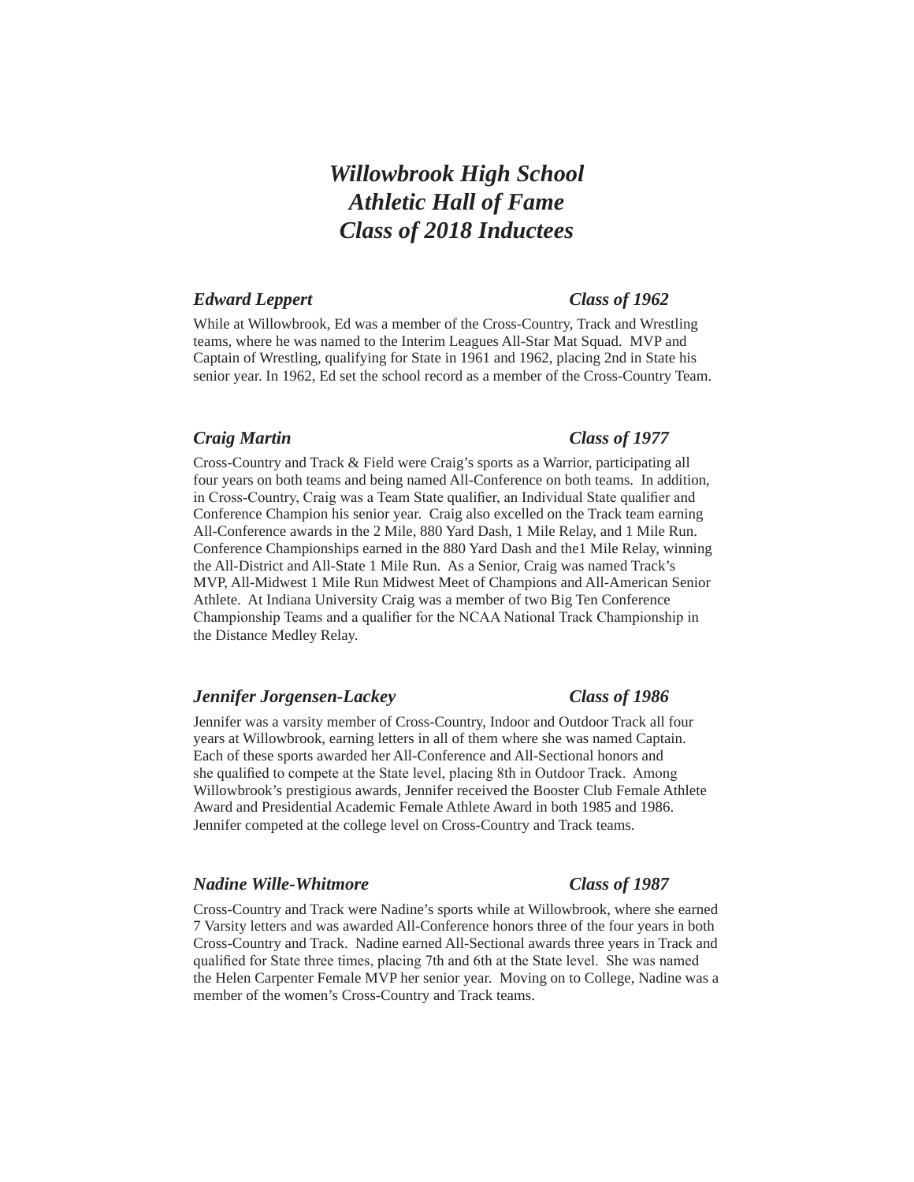# *Willowbrook High School Athletic Hall of Fame Class of 2018 Inductees*

### *Edward Leppert* — *Class of 1962*

While at Willowbrook, Ed was a member of the Cross-Country, Track and Wrestling teams, where he was named to the Interim Leagues All-Star Mat Squad. MVP and Captain of Wrestling, qualifying for State in 1961 and 1962, placing 2nd in State his senior year. In 1962, Ed set the school record as a member of the Cross-Country Team.

### *Craig Martin* — *Class of 1977*

Cross-Country and Track & Field were Craig's sports as a Warrior, participating all four years on both teams and being named All-Conference on both teams. In addition, in Cross-Country, Craig was a Team State qualifier, an Individual State qualifier and Conference Champion his senior year. Craig also excelled on the Track team earning All-Conference awards in the 2 Mile, 880 Yard Dash, 1 Mile Relay, and 1 Mile Run. Conference Championships earned in the 880 Yard Dash and the1 Mile Relay, winning the All-District and All-State 1 Mile Run. As a Senior, Craig was named Track's MVP, All-Midwest 1 Mile Run Midwest Meet of Champions and All-American Senior Athlete. At Indiana University Craig was a member of two Big Ten Conference Championship Teams and a qualifier for the NCAA National Track Championship in the Distance Medley Relay.

### *Jennifer Jorgensen-Lackey* — *Class of 1986*

Jennifer was a varsity member of Cross-Country, Indoor and Outdoor Track all four years at Willowbrook, earning letters in all of them where she was named Captain. Each of these sports awarded her All-Conference and All-Sectional honors and she qualified to compete at the State level, placing 8th in Outdoor Track. Among Willowbrook's prestigious awards, Jennifer received the Booster Club Female Athlete Award and Presidential Academic Female Athlete Award in both 1985 and 1986. Jennifer competed at the college level on Cross-Country and Track teams.

### *Nadine Wille-Whitmore* — *Class of 1987*

Cross-Country and Track were Nadine's sports while at Willowbrook, where she earned 7 Varsity letters and was awarded All-Conference honors three of the four years in both Cross-Country and Track. Nadine earned All-Sectional awards three years in Track and qualified for State three times, placing 7th and 6th at the State level. She was named the Helen Carpenter Female MVP her senior year. Moving on to College, Nadine was a member of the women's Cross-Country and Track teams.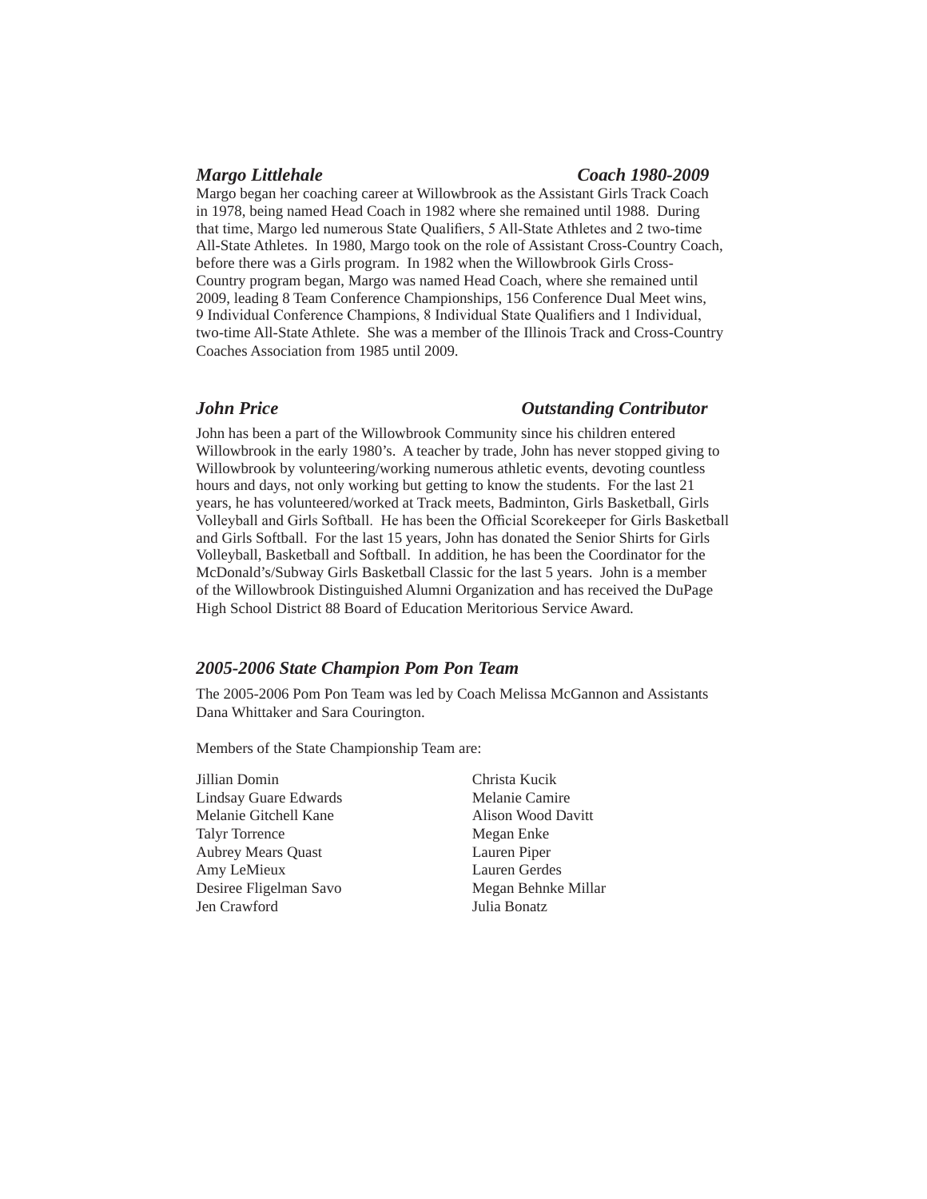***Margo Littlehale*** ***Coach 1980-2009***

Margo began her coaching career at Willowbrook as the Assistant Girls Track Coach in 1978, being named Head Coach in 1982 where she remained until 1988. During that time, Margo led numerous State Qualifiers, 5 All-State Athletes and 2 two-time All-State Athletes. In 1980, Margo took on the role of Assistant Cross-Country Coach, before there was a Girls program. In 1982 when the Willowbrook Girls Cross-Country program began, Margo was named Head Coach, where she remained until 2009, leading 8 Team Conference Championships, 156 Conference Dual Meet wins, 9 Individual Conference Champions, 8 Individual State Qualifiers and 1 Individual, two-time All-State Athlete. She was a member of the Illinois Track and Cross-Country Coaches Association from 1985 until 2009.

***John Price*** ***Outstanding Contributor***

John has been a part of the Willowbrook Community since his children entered Willowbrook in the early 1980's. A teacher by trade, John has never stopped giving to Willowbrook by volunteering/working numerous athletic events, devoting countless hours and days, not only working but getting to know the students. For the last 21 years, he has volunteered/worked at Track meets, Badminton, Girls Basketball, Girls Volleyball and Girls Softball. He has been the Official Scorekeeper for Girls Basketball and Girls Softball. For the last 15 years, John has donated the Senior Shirts for Girls Volleyball, Basketball and Softball. In addition, he has been the Coordinator for the McDonald's/Subway Girls Basketball Classic for the last 5 years. John is a member of the Willowbrook Distinguished Alumni Organization and has received the DuPage High School District 88 Board of Education Meritorious Service Award.

***2005-2006 State Champion Pom Pon Team***

The 2005-2006 Pom Pon Team was led by Coach Melissa McGannon and Assistants Dana Whittaker and Sara Courington.

Members of the State Championship Team are:

Jillian Domin
Lindsay Guare Edwards
Melanie Gitchell Kane
Talyr Torrence
Aubrey Mears Quast
Amy LeMieux
Desiree Fligelman Savo
Jen Crawford
Christa Kucik
Melanie Camire
Alison Wood Davitt
Megan Enke
Lauren Piper
Lauren Gerdes
Megan Behnke Millar
Julia Bonatz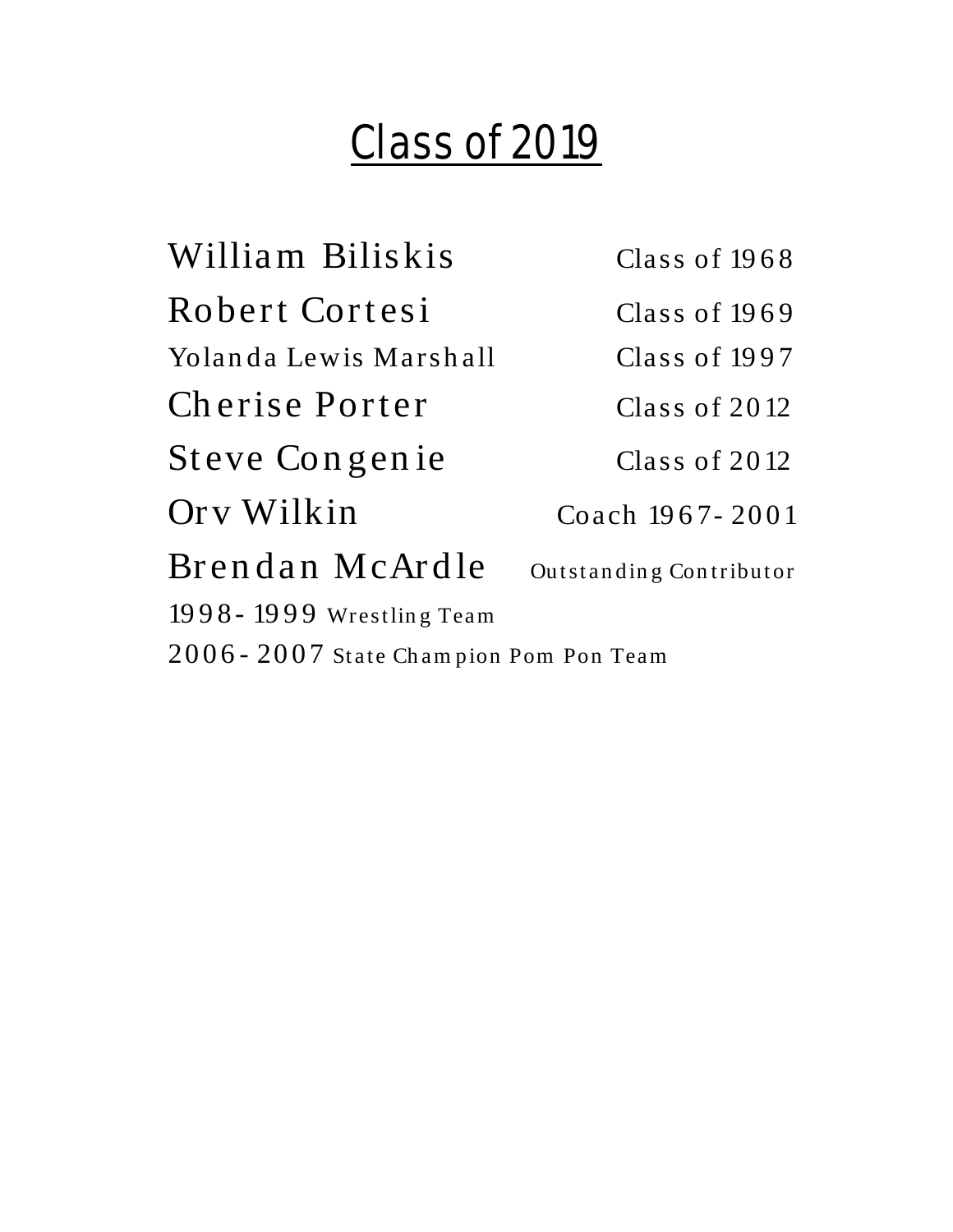# Class of 2019

| | |
|---|---|
| William Biliskis | Class of 1968 |
| Robert Cortesi | Class of 1969 |
| Yolanda Lewis Marshall | Class of 1997 |
| Cherise Porter | Class of 2012 |
| Steve Congenie | Class of 2012 |
| Orv Wilkin | Coach 1967-2001 |
| Brendan McArdle | Outstanding Contributor |

1998-1999 Wrestling Team

2006-2007 State Champion Pom Pon Team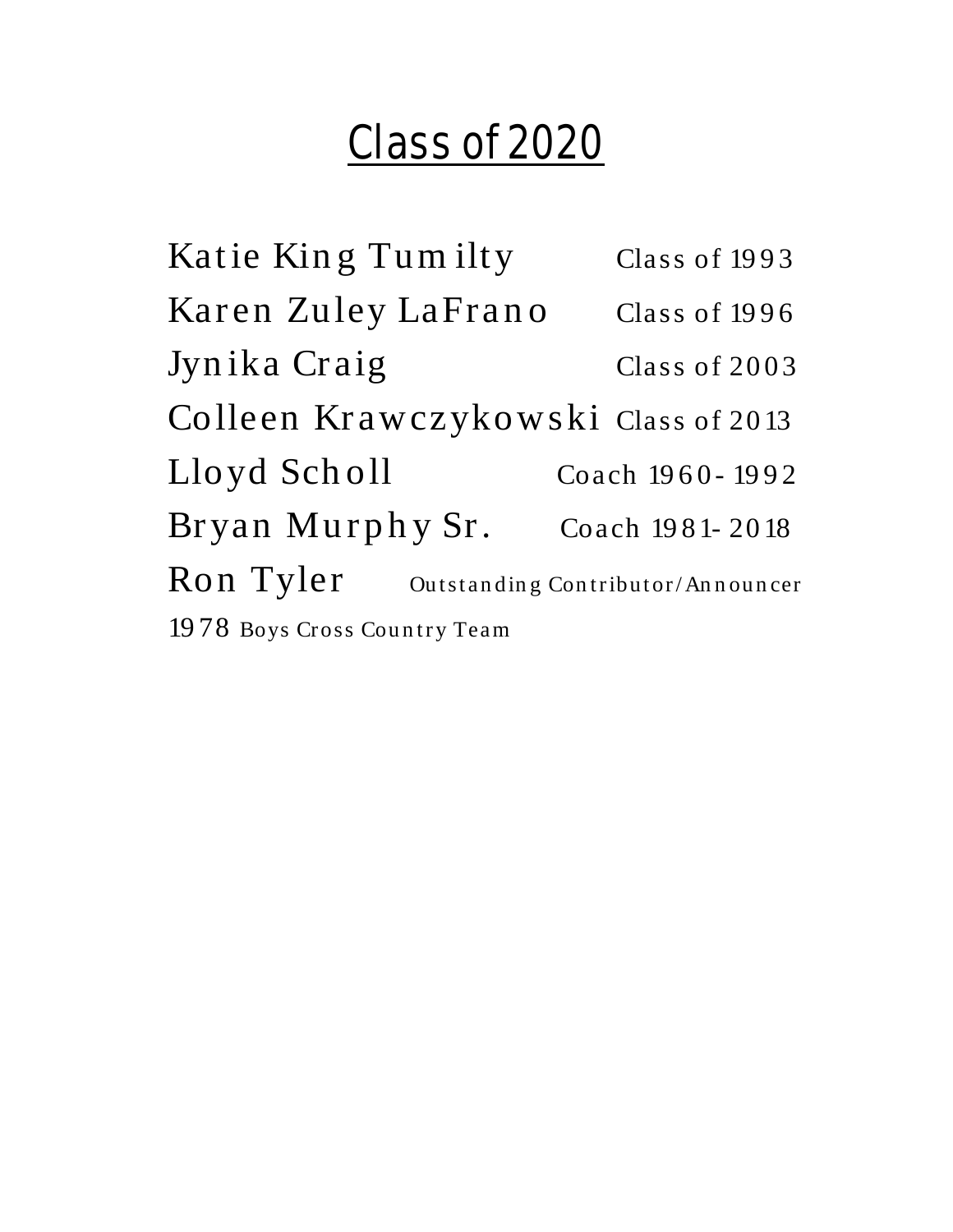# Class of 2020

| | |
|---|---|
| Katie King Tumilty | Class of 1993 |
| Karen Zuley LaFrano | Class of 1996 |
| Jynika Craig | Class of 2003 |
| Colleen Krawczykowski | Class of 2013 |
| Lloyd Scholl | Coach 1960-1992 |
| Bryan Murphy Sr. | Coach 1981-2018 |
| Ron Tyler | Outstanding Contributor/Announcer |
| 1978 Boys Cross Country Team | |